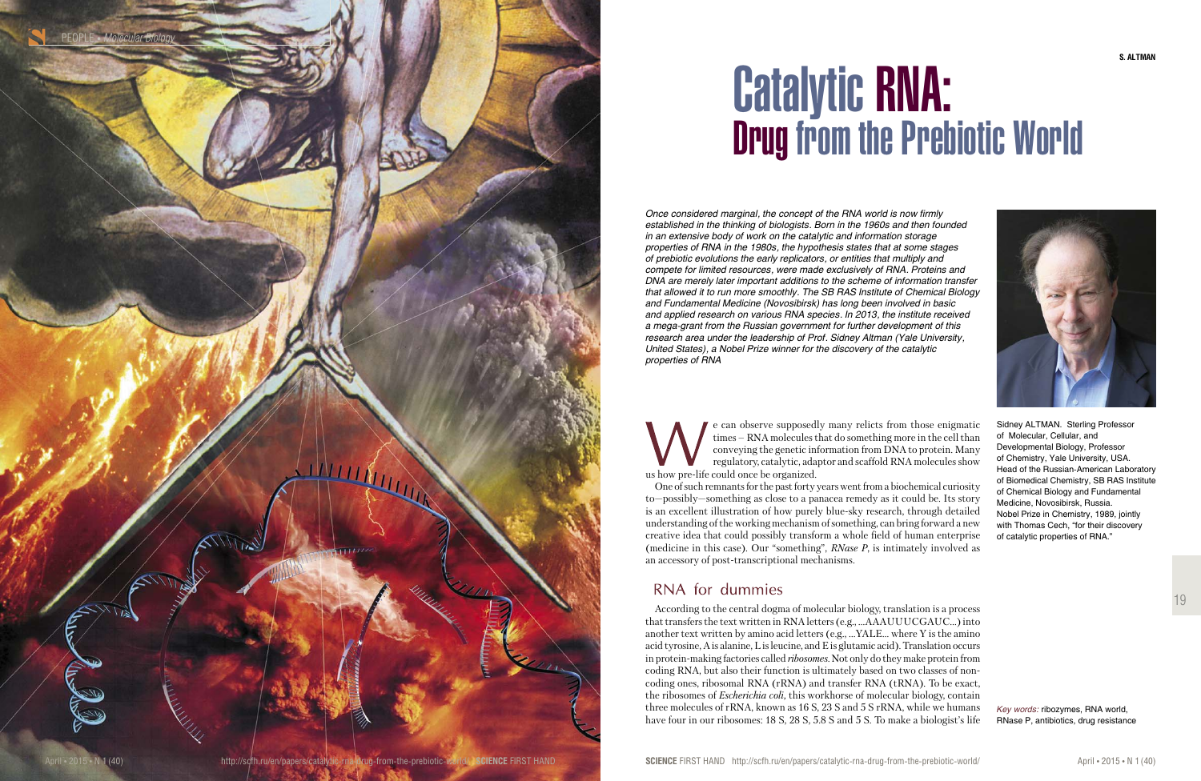# Catalytic RNA: Drug from the Prebiotic World

*Once considered marginal, the concept of the RNA world is now firmly established in the thinking of biologists. Born in the 1960s and then founded in an extensive body of work on the catalytic and information storage properties of RNA in the 1980s, the hypothesis states that at some stages of prebiotic evolutions the early replicators, or entities that multiply and compete for limited resources, were made exclusively of RNA. Proteins and DNA are merely later important additions to the scheme of information transfer that allowed it to run more smoothly. The SB RAS Institute of Chemical Biology and Fundamental Medicine (Novosibirsk) has long been involved in basic and applied research on various RNA species. In 2013, the institute received a mega-grant from the Russian government for further development of this research area under the leadership of Prof. Sidney Altman (Yale University, United States), a Nobel Prize winner for the discovery of the catalytic properties of RNA*

Sidney ALTMAN. Sterling Professor of Molecular, Cellular, and Developmental Biology, Professor of Chemistry, Yale University, USA. Head of the Russian-American Laboratory of Biomedical Chemistry, SB RAS Institute of Chemical Biology and Fundamental Medicine, Novosibirsk, Russia. Nobel Prize in Chemistry, 1989, jointly with Thomas Cech, "for their discovery of catalytic properties of RNA."

We can observe supposedly many relicts from those enigmatic times – RNA molecules that do something more in the cell than conveying the genetic information from DNA to protein. Many regulatory, catalytic, adaptor and scaffold RNA molecules show us how pre-life could once be organized.

One of such remnants for the past forty years went from a biochemical curiosity to—possibly—something as close to a panacea remedy as it could be. Its story is an excellent illustration of how purely blue-sky research, through detailed understanding of the working mechanism of something, can bring forward a new creative idea that could possibly transform a whole field of human enterprise (medicine in this case). Our "something", *RNase P*, is intimately involved as an accessory of post-transcriptional mechanisms.

## RNA for dummies

According to the central dogma of molecular biology, translation is a process that transfers the text written in RNA letters (e.g., ...AAAUUUCGAUC...) into another text written by amino acid letters (e.g., ...YALE... where Y is the amino acid tyrosine, A is alanine, L is leucine, and E is glutamic acid). Translation occurs in protein-making factories called *ribosomes*. Not only do they make protein from coding RNA, but also their function is ultimately based on two classes of non-coding ones, ribosomal RNA (rRNA) and transfer RNA (tRNA). To be exact, the ribosomes of *Escherichia coli*, this workhorse of molecular biology, contain three molecules of rRNA, known as 16 S, 23 S and 5 S rRNA, while we humans have four in our ribosomes: 18 S, 28 S, 5.8 S and 5 S. To make a biologist's life

*Key words:* ribozymes, RNA world, RNase P, antibiotics, drug resistance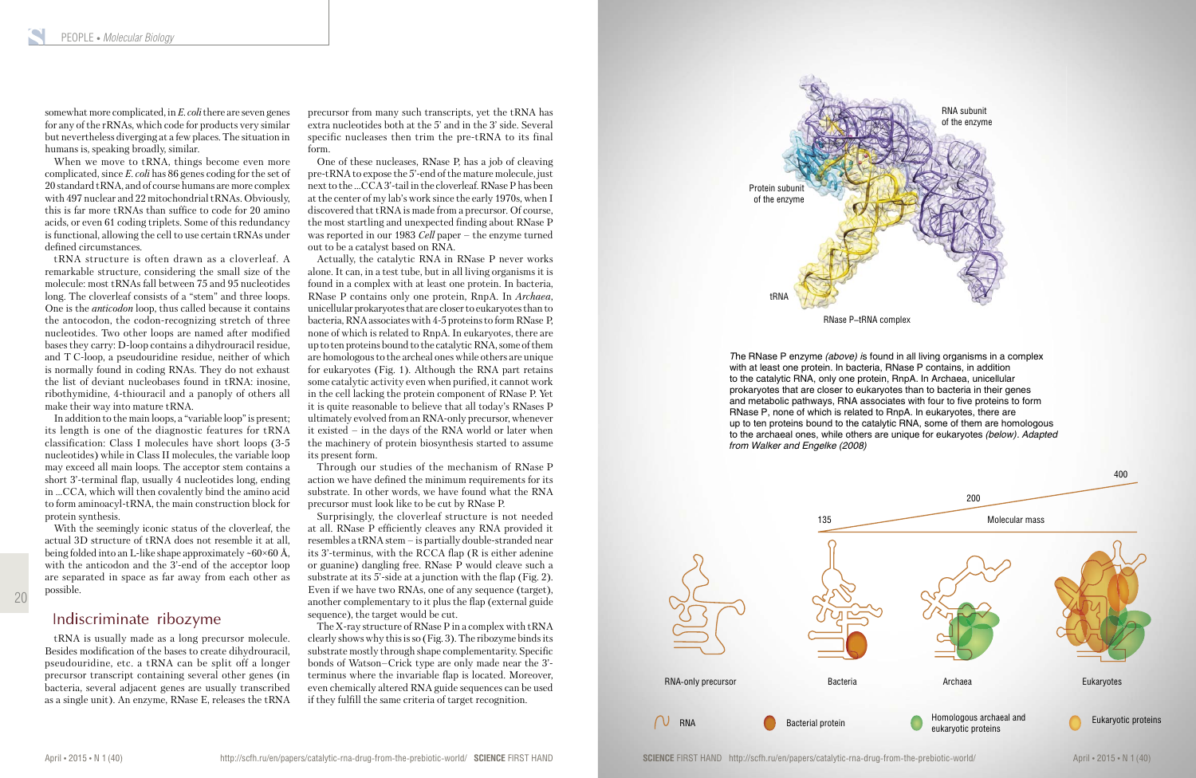somewhat more complicated, in *E. coli* there are seven genes for any of the rRNAs, which code for products very similar but nevertheless diverging at a few places. The situation in humans is, speaking broadly, similar.

When we move to tRNA, things become even more complicated, since *E. coli* has 86 genes coding for the set of 20 standard tRNA, and of course humans are more complex with 497 nuclear and 22 mitochondrial tRNAs. Obviously, this is far more tRNAs than suffice to code for 20 amino acids, or even 61 coding triplets. Some of this redundancy is functional, allowing the cell to use certain tRNAs under defined circumstances.

tRNA structure is often drawn as a cloverleaf. A remarkable structure, considering the small size of the molecule: most tRNAs fall between 75 and 95 nucleotides long. The cloverleaf consists of a "stem" and three loops. One is the *anticodon* loop, thus called because it contains the antocodon, the codon-recognizing stretch of three nucleotides. Two other loops are named after modified bases they carry: D-loop contains a dihydrouracil residue, and T C-loop, a pseudouridine residue, neither of which is normally found in coding RNAs. They do not exhaust the list of deviant nucleobases found in tRNA: inosine, ribothymidine, 4-thiouracil and a panoply of others all make their way into mature tRNA.

In addition to the main loops, a "variable loop" is present; its length is one of the diagnostic features for tRNA classification: Class I molecules have short loops (3-5 nucleotides) while in Class II molecules, the variable loop may exceed all main loops. The acceptor stem contains a short 3'-terminal flap, usually 4 nucleotides long, ending in ...CCA, which will then covalently bind the amino acid to form aminoacyl-tRNA, the main construction block for protein synthesis.

With the seemingly iconic status of the cloverleaf, the actual 3D structure of tRNA does not resemble it at all, being folded into an L-like shape approximately ~60×60 Å, with the anticodon and the 3'-end of the acceptor loop are separated in space as far away from each other as possible.

## Indiscriminate ribozyme

tRNA is usually made as a long precursor molecule. Besides modification of the bases to create dihydrouracil, pseudouridine, etc. a tRNA can be split off a longer precursor transcript containing several other genes (in bacteria, several adjacent genes are usually transcribed as a single unit). An enzyme, RNase E, releases the tRNA precursor from many such transcripts, yet the tRNA has extra nucleotides both at the 5' and in the 3' side. Several specific nucleases then trim the pre-tRNA to its final form.

One of these nucleases, RNase P, has a job of cleaving pre-tRNA to expose the 5'-end of the mature molecule, just next to the ...CCA 3'-tail in the cloverleaf. RNase P has been at the center of my lab's work since the early 1970s, when I discovered that tRNA is made from a precursor. Of course, the most startling and unexpected finding about RNase P was reported in our 1983 *Cell* paper – the enzyme turned out to be a catalyst based on RNA.

Actually, the catalytic RNA in RNase P never works alone. It can, in a test tube, but in all living organisms it is found in a complex with at least one protein. In bacteria, RNase P contains only one protein, RnpA. In *Archaea*, unicellular prokaryotes that are closer to eukaryotes than to bacteria, RNA associates with 4-5 proteins to form RNase P, none of which is related to RnpA. In eukaryotes, there are up to ten proteins bound to the catalytic RNA, some of them are homologous to the archeal ones while others are unique for eukaryotes (Fig. 1). Although the RNA part retains some catalytic activity even when purified, it cannot work in the cell lacking the protein component of RNase P. Yet it is quite reasonable to believe that all today's RNases P ultimately evolved from an RNA-only precursor, whenever it existed – in the days of the RNA world or later when the machinery of protein biosynthesis started to assume its present form.

Through our studies of the mechanism of RNase P action we have defined the minimum requirements for its substrate. In other words, we have found what the RNA precursor must look like to be cut by RNase P.

Surprisingly, the cloverleaf structure is not needed at all. RNase P efficiently cleaves any RNA provided it resembles a tRNA stem – is partially double-stranded near its 3'-terminus, with the RCCA flap (R is either adenine or guanine) dangling free. RNase P would cleave such a substrate at its 5'-side at a junction with the flap (Fig. 2). Even if we have two RNAs, one of any sequence (target), another complementary to it plus the flap (external guide sequence), the target would be cut.

The X-ray structure of RNase P in a complex with tRNA clearly shows why this is so (Fig. 3). The ribozyme binds its substrate mostly through shape complementarity. Specific bonds of Watson–Crick type are only made near the 3'-terminus where the invariable flap is located. Moreover, even chemically altered RNA guide sequences can be used if they fulfill the same criteria of target recognition.

RNase P–tRNA complex

The RNase P enzyme *(above)* is found in all living organisms in a complex with at least one protein. In bacteria, RNase P contains, in addition to the catalytic RNA, only one protein, RnpA. In Archaea, unicellular prokaryotes that are closer to eukaryotes than to bacteria in their genes and metabolic pathways, RNA associates with four to five proteins to form RNase P, none of which is related to RnpA. In eukaryotes, there are up to ten proteins bound to the catalytic RNA, some of them are homologous to the archaeal ones, while others are unique for eukaryotes *(below)*. *Adapted from Walker and Engelke (2008)*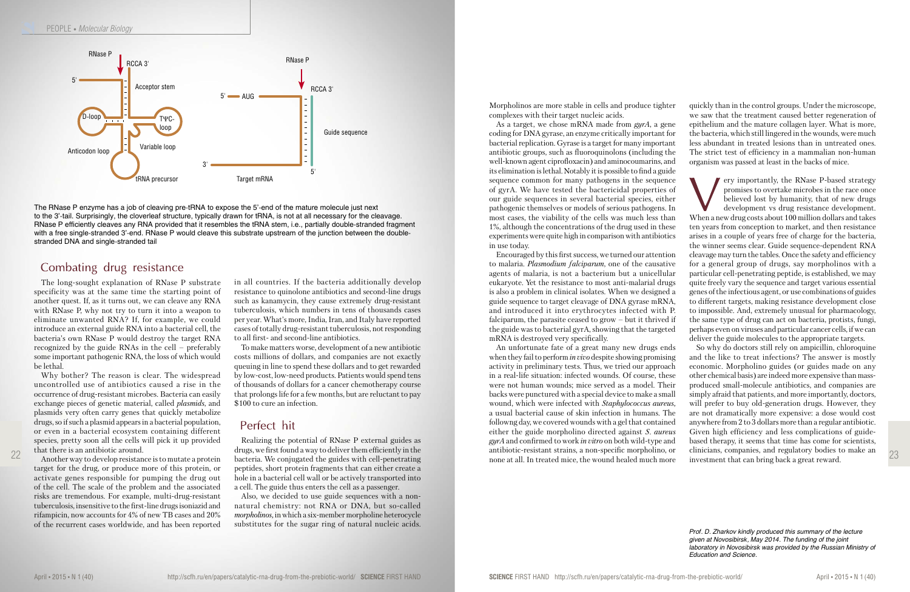RNase P

RCCA 3'

5'

Acceptor stem

D-loop

TΨC-loop

Anticodon loop

Variable loop

tRNA precursor

RNase P

5' AUG

RCCA 3'

Guide sequence

3'

5'

Target mRNA

The RNase P enzyme has a job of cleaving pre-tRNA to expose the 5'-end of the mature molecule just next to the 3'-tail. Surprisingly, the cloverleaf structure, typically drawn for tRNA, is not at all necessary for the cleavage. RNase P efficiently cleaves any RNA provided that it resembles the tRNA stem, i.e., partially double-stranded fragment with a free single-stranded 3'-end. RNase P would cleave this substrate upstream of the junction between the double-stranded DNA and single-stranded tail

## Combating drug resistance

The long-sought explanation of RNase P substrate specificity was at the same time the starting point of another quest. If, as it turns out, we can cleave any RNA with RNase P, why not try to turn it into a weapon to eliminate unwanted RNA? If, for example, we could introduce an external guide RNA into a bacterial cell, the bacteria's own RNase P would destroy the target RNA recognized by the guide RNAs in the cell – preferably some important pathogenic RNA, the loss of which would be lethal.

Why bother? The reason is clear. The widespread uncontrolled use of antibiotics caused a rise in the occurrence of drug-resistant microbes. Bacteria can easily exchange pieces of genetic material, called *plasmids*, and plasmids very often carry genes that quickly metabolize drugs, so if such a plasmid appears in a bacterial population, or even in a bacterial ecosystem containing different species, pretty soon all the cells will pick it up provided that there is an antibiotic around.

Another way to develop resistance is to mutate a protein target for the drug, or produce more of this protein, or activate genes responsible for pumping the drug out of the cell. The scale of the problem and the associated risks are tremendous. For example, multi-drug-resistant tuberculosis, insensitive to the first-line drugs isoniazid and rifampicin, now accounts for 4% of new TB cases and 20% of the recurrent cases worldwide, and has been reported in all countries. If the bacteria additionally develop resistance to quinolone antibiotics and second-line drugs such as kanamycin, they cause extremely drug-resistant tuberculosis, which numbers in tens of thousands cases per year. What's more, India, Iran, and Italy have reported cases of totally drug-resistant tuberculosis, not responding to all first- and second-line antibiotics.

To make matters worse, development of a new antibiotic costs millions of dollars, and companies are not exactly queuing in line to spend these dollars and to get rewarded by low-cost, low-need products. Patients would spend tens of thousands of dollars for a cancer chemotherapy course that prolongs life for a few months, but are reluctant to pay $100 to cure an infection.

## Perfect hit

Realizing the potential of RNase P external guides as drugs, we first found a way to deliver them efficiently in the bacteria. We conjugated the guides with cell-penetrating peptides, short protein fragments that can either create a hole in a bacterial cell wall or be actively transported into a cell. The guide thus enters the cell as a passenger.

Also, we decided to use guide sequences with a non-natural chemistry: not RNA or DNA, but so-called *morpholinos*, in which a six-member morpholine heterocycle substitutes for the sugar ring of natural nucleic acids. Morpholinos are more stable in cells and produce tighter complexes with their target nucleic acids.

As a target, we chose mRNA made from *gyrA*, a gene coding for DNA gyrase, an enzyme critically important for bacterial replication. Gyrase is a target for many important antibiotic groups, such as fluoroquinolons (including the well-known agent ciprofloxacin) and aminocoumarins, and its elimination is lethal. Notably it is possible to find a guide sequence common for many pathogens in the sequence of gyrA. We have tested the bactericidal properties of our guide sequences in several bacterial species, either pathogenic themselves or models of serious pathogens. In most cases, the viability of the cells was much less than 1%, although the concentrations of the drug used in these experiments were quite high in comparison with antibiotics in use today.

Encouraged by this first success, we turned our attention to malaria. *Plasmodium falciparum*, one of the causative agents of malaria, is not a bacterium but a unicellular eukaryote. Yet the resistance to most anti-malarial drugs is also a problem in clinical isolates. When we designed a guide sequence to target cleavage of DNA gyrase mRNA, and introduced it into erythrocytes infected with P. falciparum, the parasite ceased to grow – but it thrived if the guide was to bacterial gyrA, showing that the targeted mRNA is destroyed very specifically.

An unfortunate fate of a great many new drugs ends when they fail to perform *in vivo* despite showing promising activity in preliminary tests. Thus, we tried our approach in a real-life situation: infected wounds. Of course, these were not human wounds; mice served as a model. Their backs were punctured with a special device to make a small wound, which were infected with *Staphylococcus aureus*, a usual bacterial cause of skin infection in humans. The followng day, we covered wounds with a gel that contained either the guide morpholino directed against *S. aureus gyrA* and confirmed to work *in vitro* on both wild-type and antibiotic-resistant strains, a non-specific morpholino, or none at all. In treated mice, the wound healed much more quickly than in the control groups. Under the microscope, we saw that the treatment caused better regeneration of epithelium and the mature collagen layer. What is more, the bacteria, which still lingered in the wounds, were much less abundant in treated lesions than in untreated ones. The strict test of efficiency in a mammalian non-human organism was passed at least in the backs of mice.

Very importantly, the RNase P-based strategy promises to overtake microbes in the race once believed lost by humanity, that of new drugs development vs drug resistance development. When a new drug costs about 100 million dollars and takes ten years from conception to market, and then resistance arises in a couple of years free of charge for the bacteria, the winner seems clear. Guide sequence-dependent RNA cleavage may turn the tables. Once the safety and efficiency for a general group of drugs, say morpholinos with a particular cell-penetrating peptide, is established, we may quite freely vary the sequence and target various essential genes of the infectious agent, or use combinations of guides to different targets, making resistance development close to impossible. And, extremely unusual for pharmacology, the same type of drug can act on bacteria, protists, fungi, perhaps even on viruses and particular cancer cells, if we can deliver the guide molecules to the appropriate targets.

So why do doctors still rely on ampicillin, chloroquine and the like to treat infections? The answer is mostly economic. Morpholino guides (or guides made on any other chemical basis) are indeed more expensive than mass-produced small-molecule antibiotics, and companies are simply afraid that patients, and more importantly, doctors, will prefer to buy old-generation drugs. However, they are not dramatically more expensive: a dose would cost anywhere from 2 to 3 dollars more than a regular antibiotic. Given high efficiency and less complications of guide-based therapy, it seems that time has come for scientists, clinicians, companies, and regulatory bodies to make an investment that can bring back a great reward.

*Prof. D. Zharkov kindly produced this summary of the lecture given at Novosibirsk, May 2014. The funding of the joint laboratory in Novosibirsk was provided by the Russian Ministry of Education and Science.*